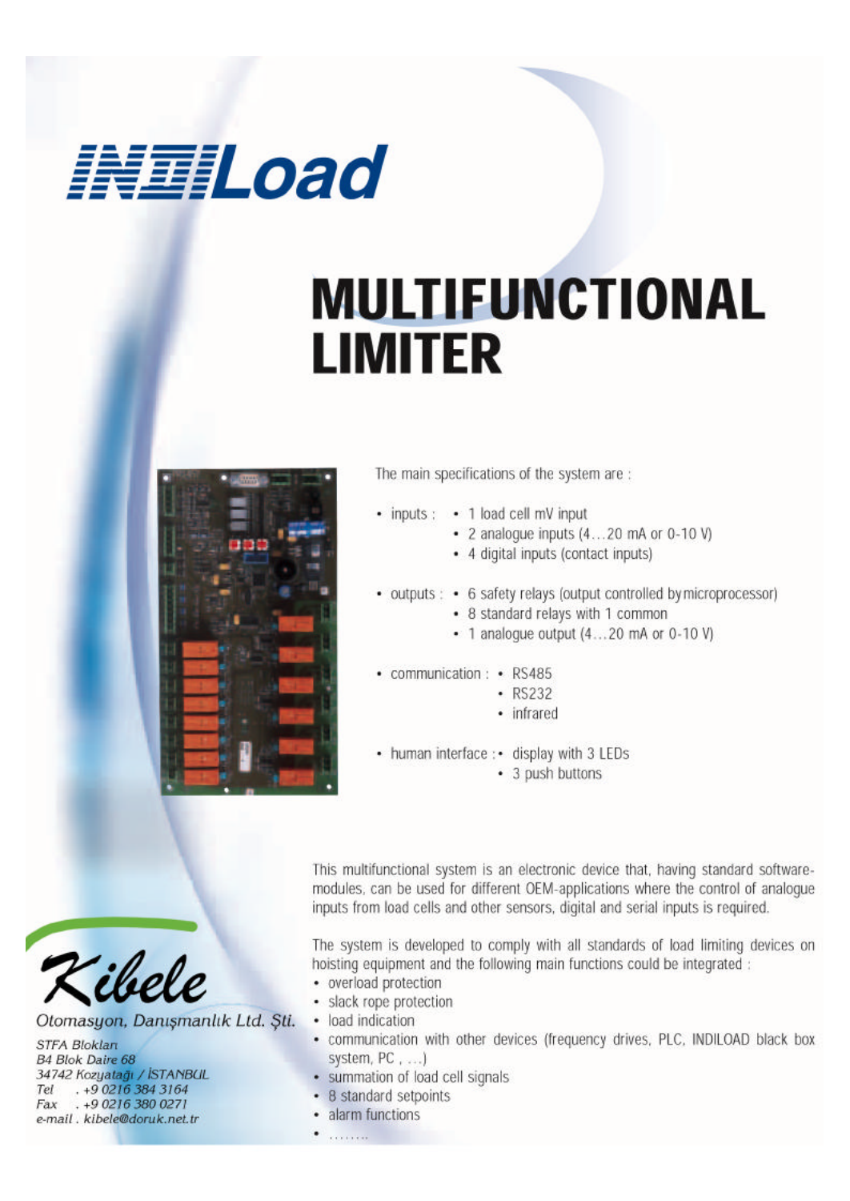# INDILoad

# MULTIFUNCTIONAL LIMITER

The main specifications of the system are :

- inputs :
  - 1 load cell mV input
  - 2 analogue inputs (4…20 mA or 0-10 V)
  - 4 digital inputs (contact inputs)
- outputs :
  - 6 safety relays (output controlled by microprocessor)
  - 8 standard relays with 1 common
  - 1 analogue output (4…20 mA or 0-10 V)
- communication :
  - RS485
  - RS232
  - infrared
- human interface :
  - display with 3 LEDs
  - 3 push buttons

This multifunctional system is an electronic device that, having standard software-modules, can be used for different OEM-applications where the control of analogue inputs from load cells and other sensors, digital and serial inputs is required.

The system is developed to comply with all standards of load limiting devices on hoisting equipment and the following main functions could be integrated :

- overload protection
- slack rope protection
- load indication
- communication with other devices (frequency drives, PLC, INDILOAD black box system, PC , …)
- summation of load cell signals
- 8 standard setpoints
- alarm functions
- ……..

*Kibele*

*Otomasyon, Danışmanlık Ltd. Şti.*

*STFA Blokları*
*B4 Blok Daire 68*
*34742 Kozyatağı / İSTANBUL*
*Tel . +9 0216 384 3164*
*Fax . +9 0216 380 0271*
*e-mail . kibele@doruk.net.tr*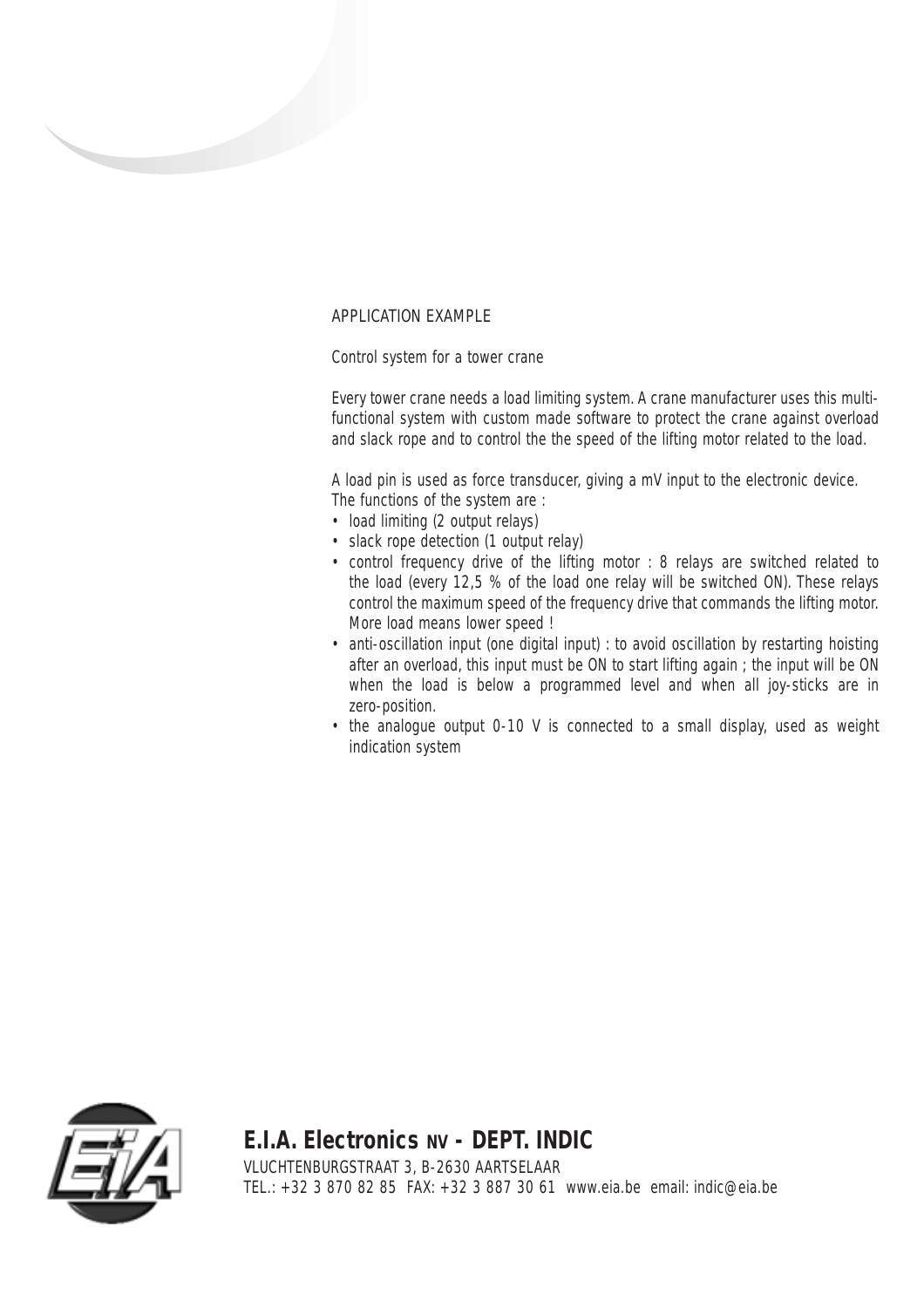## APPLICATION EXAMPLE

Control system for a tower crane

Every tower crane needs a load limiting system. A crane manufacturer uses this multi-functional system with custom made software to protect the crane against overload and slack rope and to control the the speed of the lifting motor related to the load.

A load pin is used as force transducer, giving a mV input to the electronic device.
The functions of the system are :

- load limiting (2 output relays)
- slack rope detection (1 output relay)
- control frequency drive of the lifting motor : 8 relays are switched related to the load (every 12,5 % of the load one relay will be switched ON). These relays control the maximum speed of the frequency drive that commands the lifting motor. More load means lower speed !
- anti-oscillation input (one digital input) : to avoid oscillation by restarting hoisting after an overload, this input must be ON to start lifting again ; the input will be ON when the load is below a programmed level and when all joy-sticks are in zero-position.
- the analogue output 0-10 V is connected to a small display, used as weight indication system

**E.I.A. Electronics NV - DEPT. INDIC**
VLUCHTENBURGSTRAAT 3, B-2630 AARTSELAAR
TEL.: +32 3 870 82 85 FAX: +32 3 887 30 61 www.eia.be email: indic@eia.be